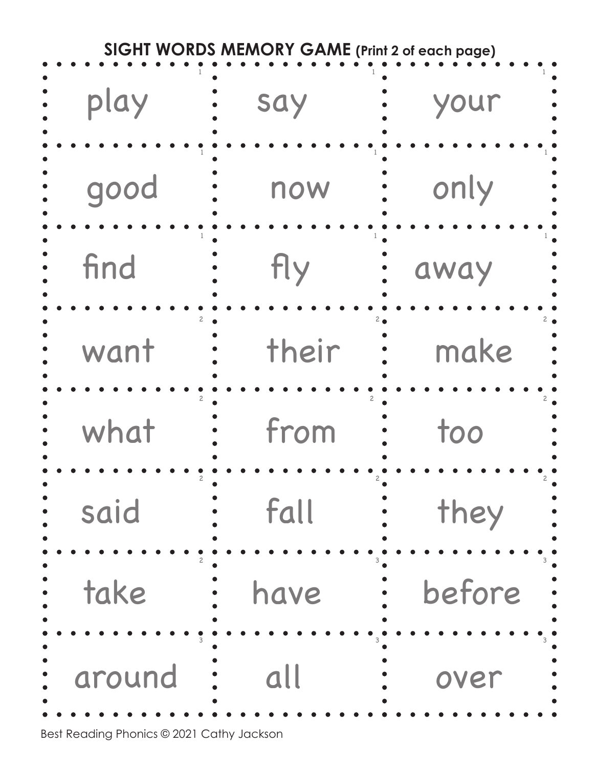## SIGHT WORDS MEMORY GAME (Print 2 of each page)

| | | |
|---|---|---|
| play | say | your |
| good | now | only |
| find | fly | away |
| want | their | make |
| what | from | too |
| said | fall | they |
| take | have | before |
| around | all | over |

Best Reading Phonics © 2021 Cathy Jackson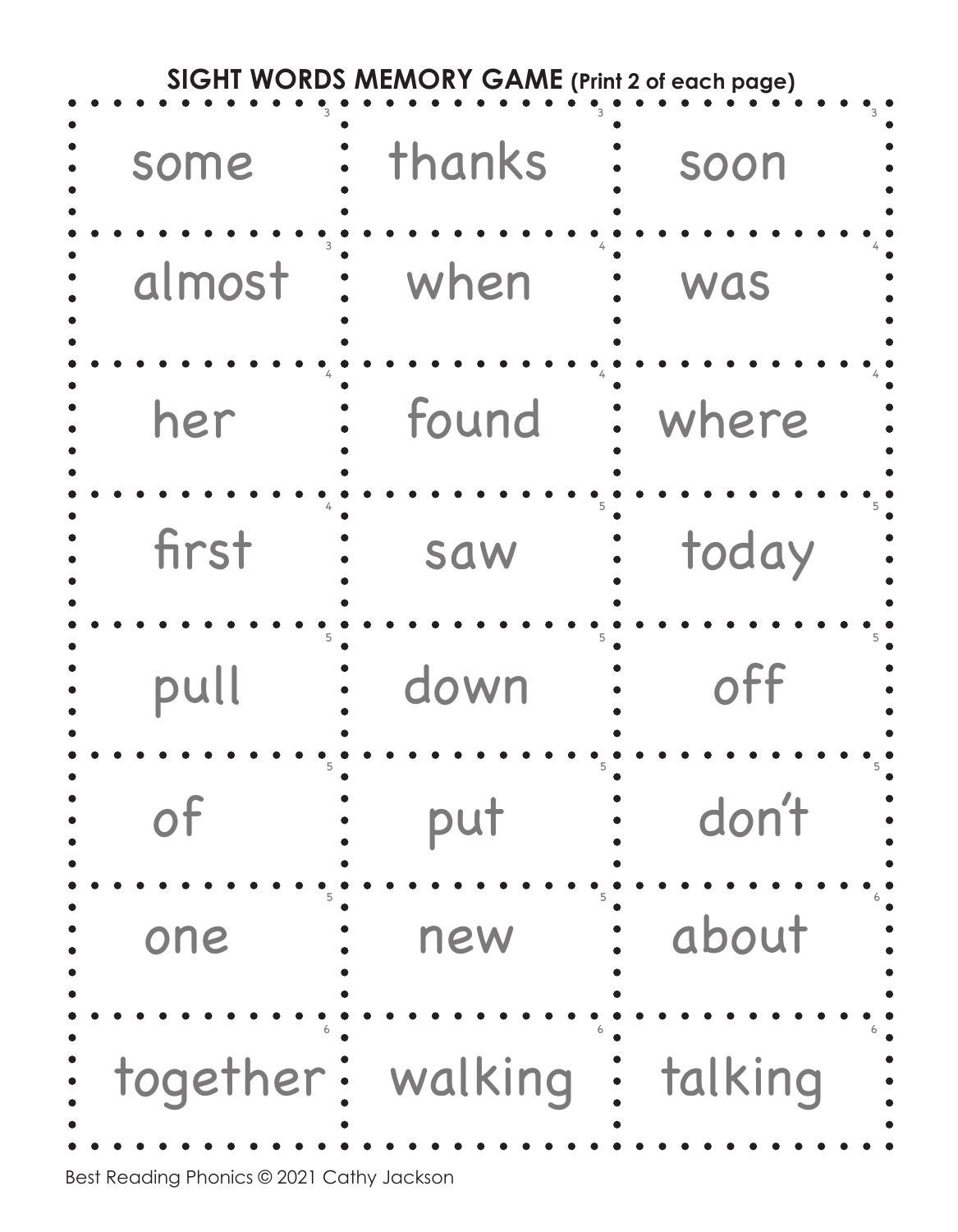**SIGHT WORDS MEMORY GAME** **(Print 2 of each page)**

| | | |
|---|---|---|
| some (3) | thanks (3) | soon (3) |
| almost (3) | when (4) | was (4) |
| her (4) | found (4) | where (4) |
| first (4) | saw (5) | today (5) |
| pull (5) | down (5) | off (5) |
| of (5) | put (5) | don't (5) |
| one (5) | new (5) | about (6) |
| together (6) | walking (6) | talking (6) |

Best Reading Phonics © 2021 Cathy Jackson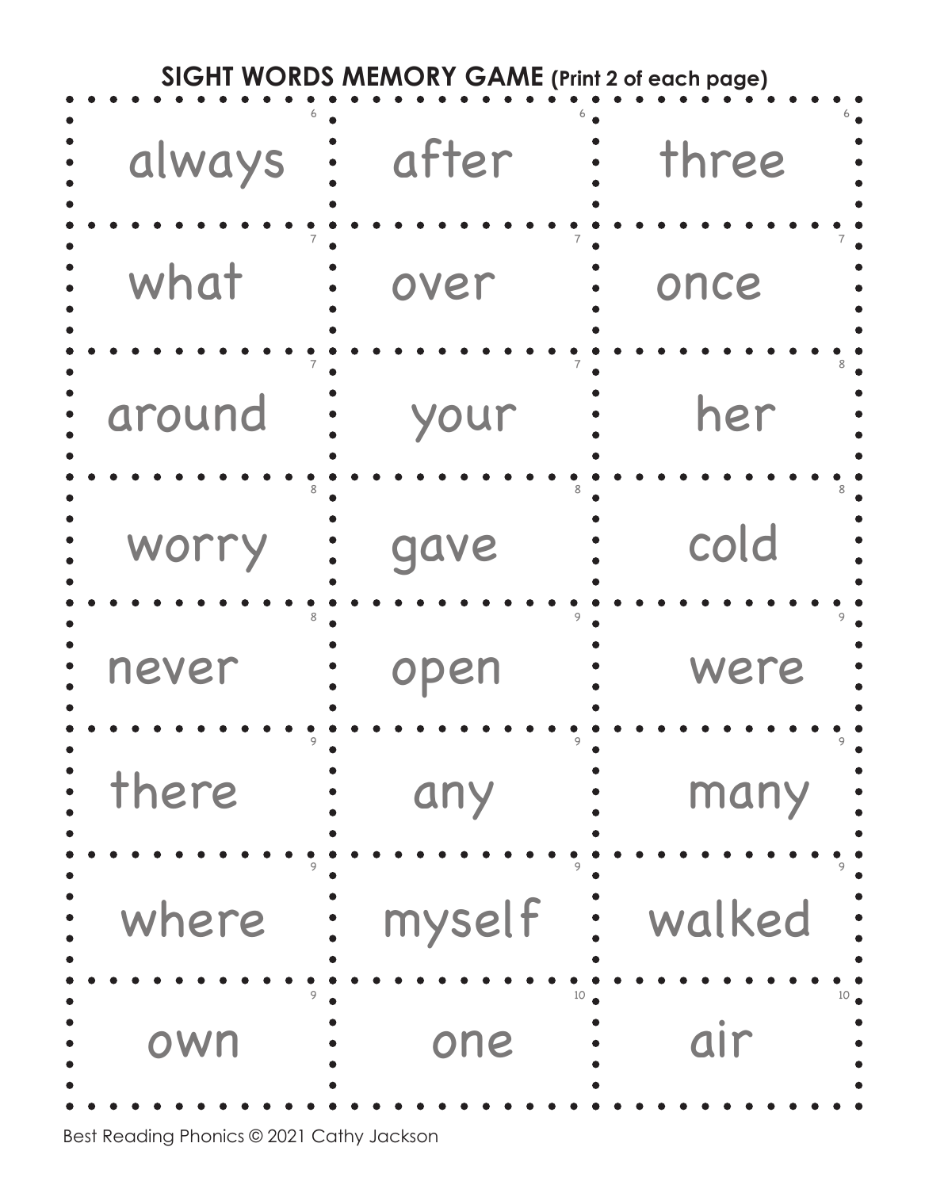## SIGHT WORDS MEMORY GAME (Print 2 of each page)

| | | |
|---|---|---|
| 6 always | 6 after | 6 three |
| 7 what | 7 over | 7 once |
| 7 around | 7 your | 8 her |
| 8 worry | 8 gave | 8 cold |
| 8 never | 9 open | 9 were |
| 9 there | 9 any | 9 many |
| 9 where | 9 myself | 9 walked |
| 9 own | 10 one | 10 air |

Best Reading Phonics © 2021 Cathy Jackson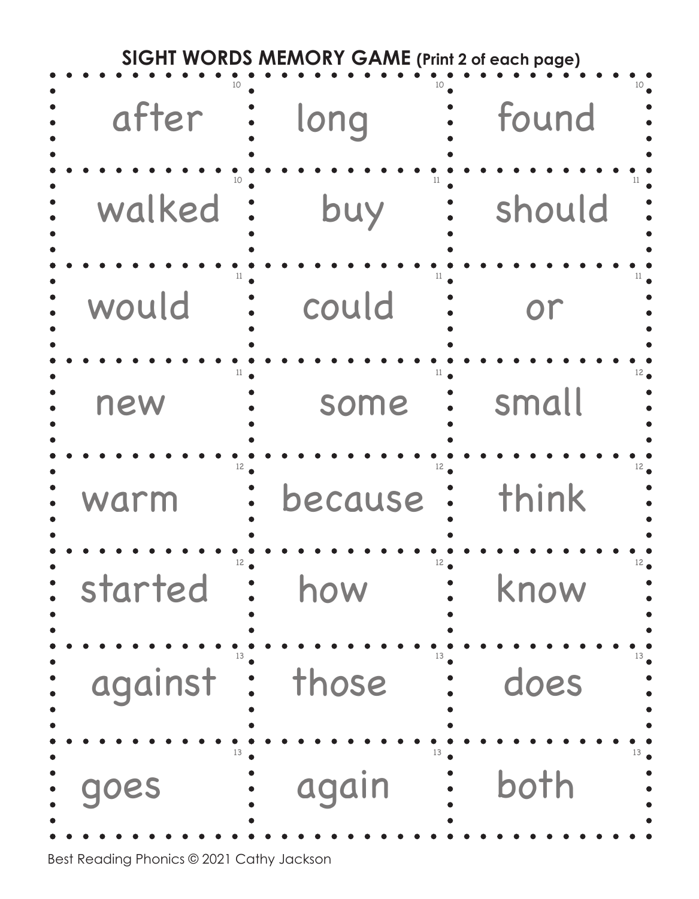**SIGHT WORDS MEMORY GAME (Print 2 of each page)**

| | | |
|---|---|---|
| 10 after | 10 long | 10 found |
| 10 walked | 11 buy | 11 should |
| 11 would | 11 could | 11 or |
| 11 new | 11 some | 12 small |
| 12 warm | 12 because | 12 think |
| 12 started | 12 how | 12 know |
| 13 against | 13 those | 13 does |
| 13 goes | 13 again | 13 both |

Best Reading Phonics © 2021 Cathy Jackson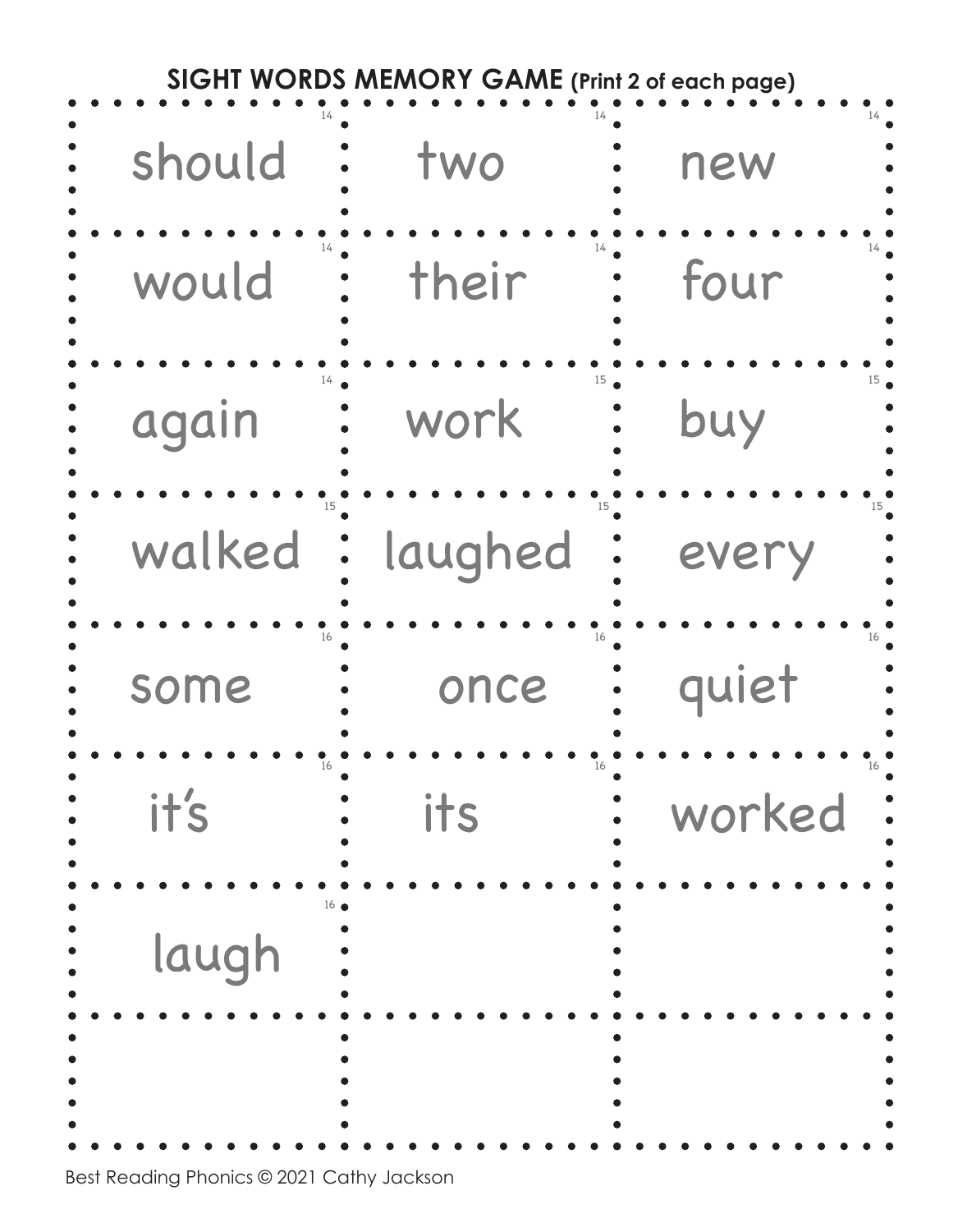**SIGHT WORDS MEMORY GAME (Print 2 of each page)**

| | | |
|---|---|---|
| 14 should | 14 two | 14 new |
| 14 would | 14 their | 14 four |
| 14 again | 15 work | 15 buy |
| 15 walked | 15 laughed | 15 every |
| 16 some | 16 once | 16 quiet |
| 16 it's | 16 its | 16 worked |
| 16 laugh | | |
| | | |

Best Reading Phonics © 2021 Cathy Jackson